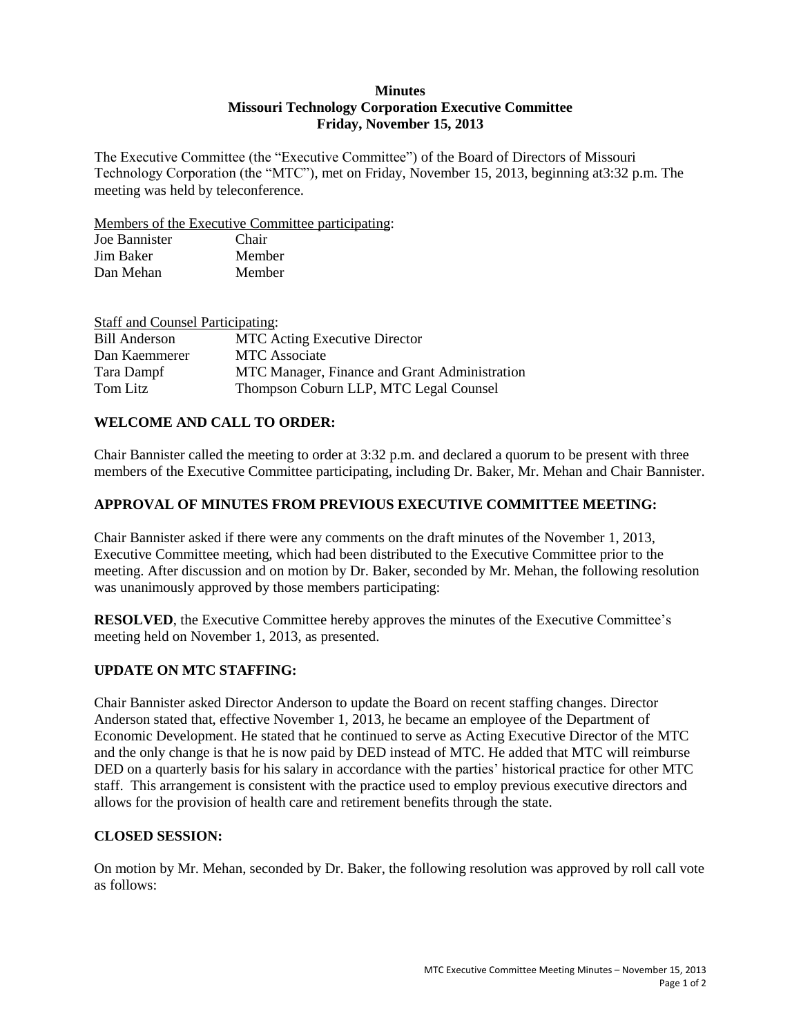**Minutes**
**Missouri Technology Corporation Executive Committee**
**Friday, November 15, 2013**

The Executive Committee (the "Executive Committee") of the Board of Directors of Missouri Technology Corporation (the "MTC"), met on Friday, November 15, 2013, beginning at3:32 p.m. The meeting was held by teleconference.

Members of the Executive Committee participating:

| | |
|---|---|
| Joe Bannister | Chair |
| Jim Baker | Member |
| Dan Mehan | Member |

Staff and Counsel Participating:

| | |
|---|---|
| Bill Anderson | MTC Acting Executive Director |
| Dan Kaemmerer | MTC Associate |
| Tara Dampf | MTC Manager, Finance and Grant Administration |
| Tom Litz | Thompson Coburn LLP, MTC Legal Counsel |

## WELCOME AND CALL TO ORDER:

Chair Bannister called the meeting to order at 3:32 p.m. and declared a quorum to be present with three members of the Executive Committee participating, including Dr. Baker, Mr. Mehan and Chair Bannister.

## APPROVAL OF MINUTES FROM PREVIOUS EXECUTIVE COMMITTEE MEETING:

Chair Bannister asked if there were any comments on the draft minutes of the November 1, 2013, Executive Committee meeting, which had been distributed to the Executive Committee prior to the meeting. After discussion and on motion by Dr. Baker, seconded by Mr. Mehan, the following resolution was unanimously approved by those members participating:

**RESOLVED**, the Executive Committee hereby approves the minutes of the Executive Committee's meeting held on November 1, 2013, as presented.

## UPDATE ON MTC STAFFING:

Chair Bannister asked Director Anderson to update the Board on recent staffing changes. Director Anderson stated that, effective November 1, 2013, he became an employee of the Department of Economic Development. He stated that he continued to serve as Acting Executive Director of the MTC and the only change is that he is now paid by DED instead of MTC. He added that MTC will reimburse DED on a quarterly basis for his salary in accordance with the parties' historical practice for other MTC staff. This arrangement is consistent with the practice used to employ previous executive directors and allows for the provision of health care and retirement benefits through the state.

## CLOSED SESSION:

On motion by Mr. Mehan, seconded by Dr. Baker, the following resolution was approved by roll call vote as follows: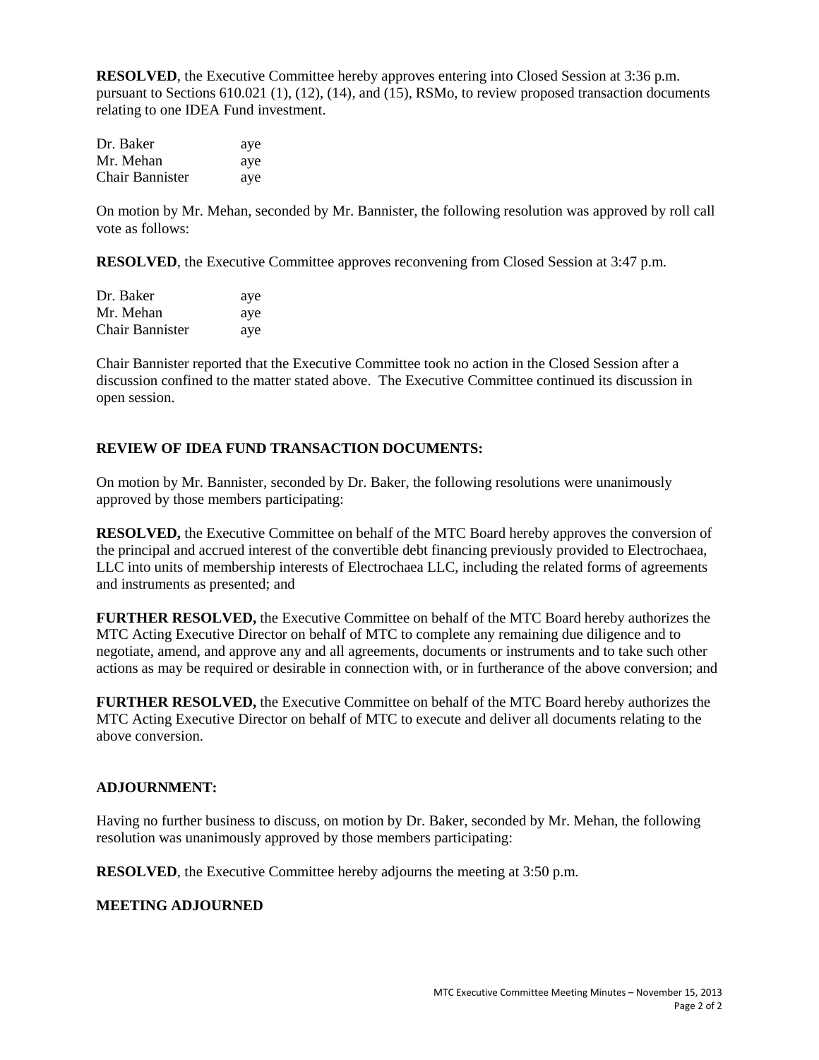**RESOLVED**, the Executive Committee hereby approves entering into Closed Session at 3:36 p.m. pursuant to Sections 610.021 (1), (12), (14), and (15), RSMo, to review proposed transaction documents relating to one IDEA Fund investment.

| | |
|---|---|
| Dr. Baker | aye |
| Mr. Mehan | aye |
| Chair Bannister | aye |

On motion by Mr. Mehan, seconded by Mr. Bannister, the following resolution was approved by roll call vote as follows:

**RESOLVED**, the Executive Committee approves reconvening from Closed Session at 3:47 p.m.

| | |
|---|---|
| Dr. Baker | aye |
| Mr. Mehan | aye |
| Chair Bannister | aye |

Chair Bannister reported that the Executive Committee took no action in the Closed Session after a discussion confined to the matter stated above. The Executive Committee continued its discussion in open session.

**REVIEW OF IDEA FUND TRANSACTION DOCUMENTS:**

On motion by Mr. Bannister, seconded by Dr. Baker, the following resolutions were unanimously approved by those members participating:

**RESOLVED,** the Executive Committee on behalf of the MTC Board hereby approves the conversion of the principal and accrued interest of the convertible debt financing previously provided to Electrochaea, LLC into units of membership interests of Electrochaea LLC, including the related forms of agreements and instruments as presented; and

**FURTHER RESOLVED,** the Executive Committee on behalf of the MTC Board hereby authorizes the MTC Acting Executive Director on behalf of MTC to complete any remaining due diligence and to negotiate, amend, and approve any and all agreements, documents or instruments and to take such other actions as may be required or desirable in connection with, or in furtherance of the above conversion; and

**FURTHER RESOLVED,** the Executive Committee on behalf of the MTC Board hereby authorizes the MTC Acting Executive Director on behalf of MTC to execute and deliver all documents relating to the above conversion.

**ADJOURNMENT:**

Having no further business to discuss, on motion by Dr. Baker, seconded by Mr. Mehan, the following resolution was unanimously approved by those members participating:

**RESOLVED**, the Executive Committee hereby adjourns the meeting at 3:50 p.m.

**MEETING ADJOURNED**